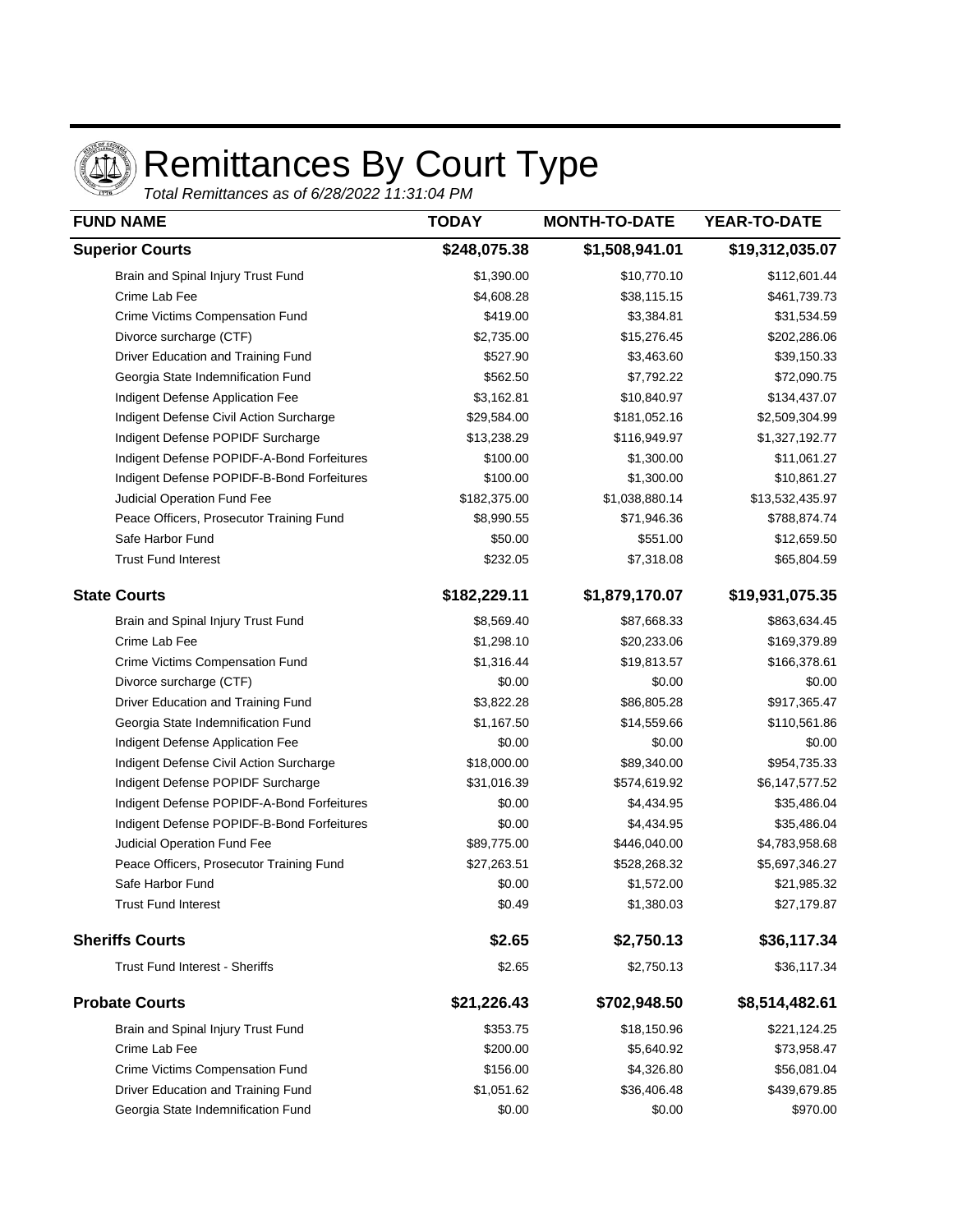# Remittances By Court Type

*Total Remittances as of 6/28/2022 11:31:04 PM*

| FUND NAME | TODAY | MONTH-TO-DATE | YEAR-TO-DATE |
|---|---|---|---|
| **Superior Courts** | **$248,075.38** | **$1,508,941.01** | **$19,312,035.07** |
| Brain and Spinal Injury Trust Fund | $1,390.00 | $10,770.10 | $112,601.44 |
| Crime Lab Fee | $4,608.28 | $38,115.15 | $461,739.73 |
| Crime Victims Compensation Fund | $419.00 | $3,384.81 | $31,534.59 |
| Divorce surcharge (CTF) | $2,735.00 | $15,276.45 | $202,286.06 |
| Driver Education and Training Fund | $527.90 | $3,463.60 | $39,150.33 |
| Georgia State Indemnification Fund | $562.50 | $7,792.22 | $72,090.75 |
| Indigent Defense Application Fee | $3,162.81 | $10,840.97 | $134,437.07 |
| Indigent Defense Civil Action Surcharge | $29,584.00 | $181,052.16 | $2,509,304.99 |
| Indigent Defense POPIDF Surcharge | $13,238.29 | $116,949.97 | $1,327,192.77 |
| Indigent Defense POPIDF-A-Bond Forfeitures | $100.00 | $1,300.00 | $11,061.27 |
| Indigent Defense POPIDF-B-Bond Forfeitures | $100.00 | $1,300.00 | $10,861.27 |
| Judicial Operation Fund Fee | $182,375.00 | $1,038,880.14 | $13,532,435.97 |
| Peace Officers, Prosecutor Training Fund | $8,990.55 | $71,946.36 | $788,874.74 |
| Safe Harbor Fund | $50.00 | $551.00 | $12,659.50 |
| Trust Fund Interest | $232.05 | $7,318.08 | $65,804.59 |
| **State Courts** | **$182,229.11** | **$1,879,170.07** | **$19,931,075.35** |
| Brain and Spinal Injury Trust Fund | $8,569.40 | $87,668.33 | $863,634.45 |
| Crime Lab Fee | $1,298.10 | $20,233.06 | $169,379.89 |
| Crime Victims Compensation Fund | $1,316.44 | $19,813.57 | $166,378.61 |
| Divorce surcharge (CTF) | $0.00 | $0.00 | $0.00 |
| Driver Education and Training Fund | $3,822.28 | $86,805.28 | $917,365.47 |
| Georgia State Indemnification Fund | $1,167.50 | $14,559.66 | $110,561.86 |
| Indigent Defense Application Fee | $0.00 | $0.00 | $0.00 |
| Indigent Defense Civil Action Surcharge | $18,000.00 | $89,340.00 | $954,735.33 |
| Indigent Defense POPIDF Surcharge | $31,016.39 | $574,619.92 | $6,147,577.52 |
| Indigent Defense POPIDF-A-Bond Forfeitures | $0.00 | $4,434.95 | $35,486.04 |
| Indigent Defense POPIDF-B-Bond Forfeitures | $0.00 | $4,434.95 | $35,486.04 |
| Judicial Operation Fund Fee | $89,775.00 | $446,040.00 | $4,783,958.68 |
| Peace Officers, Prosecutor Training Fund | $27,263.51 | $528,268.32 | $5,697,346.27 |
| Safe Harbor Fund | $0.00 | $1,572.00 | $21,985.32 |
| Trust Fund Interest | $0.49 | $1,380.03 | $27,179.87 |
| **Sheriffs Courts** | **$2.65** | **$2,750.13** | **$36,117.34** |
| Trust Fund Interest - Sheriffs | $2.65 | $2,750.13 | $36,117.34 |
| **Probate Courts** | **$21,226.43** | **$702,948.50** | **$8,514,482.61** |
| Brain and Spinal Injury Trust Fund | $353.75 | $18,150.96 | $221,124.25 |
| Crime Lab Fee | $200.00 | $5,640.92 | $73,958.47 |
| Crime Victims Compensation Fund | $156.00 | $4,326.80 | $56,081.04 |
| Driver Education and Training Fund | $1,051.62 | $36,406.48 | $439,679.85 |
| Georgia State Indemnification Fund | $0.00 | $0.00 | $970.00 |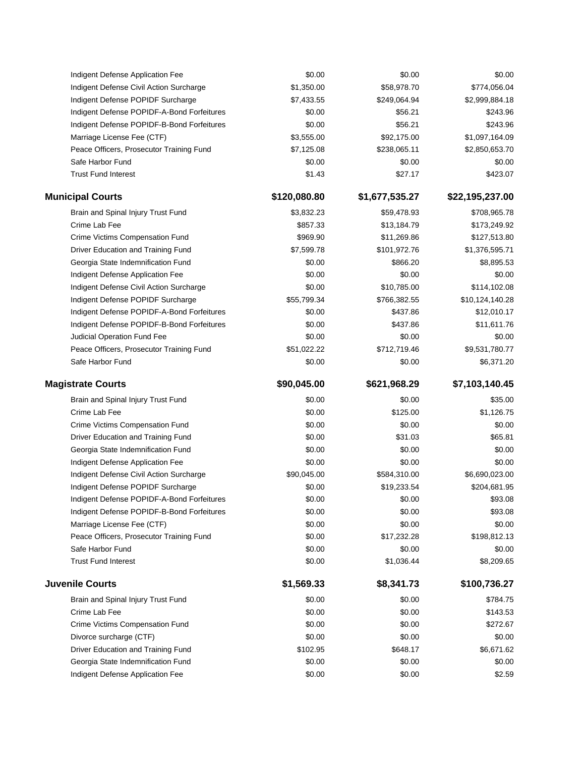| | | | |
|---|---|---|---|
| Indigent Defense Application Fee | $0.00 | $0.00 | $0.00 |
| Indigent Defense Civil Action Surcharge | $1,350.00 | $58,978.70 | $774,056.04 |
| Indigent Defense POPIDF Surcharge | $7,433.55 | $249,064.94 | $2,999,884.18 |
| Indigent Defense POPIDF-A-Bond Forfeitures | $0.00 | $56.21 | $243.96 |
| Indigent Defense POPIDF-B-Bond Forfeitures | $0.00 | $56.21 | $243.96 |
| Marriage License Fee (CTF) | $3,555.00 | $92,175.00 | $1,097,164.09 |
| Peace Officers, Prosecutor Training Fund | $7,125.08 | $238,065.11 | $2,850,653.70 |
| Safe Harbor Fund | $0.00 | $0.00 | $0.00 |
| Trust Fund Interest | $1.43 | $27.17 | $423.07 |
| **Municipal Courts** | **$120,080.80** | **$1,677,535.27** | **$22,195,237.00** |
| Brain and Spinal Injury Trust Fund | $3,832.23 | $59,478.93 | $708,965.78 |
| Crime Lab Fee | $857.33 | $13,184.79 | $173,249.92 |
| Crime Victims Compensation Fund | $969.90 | $11,269.86 | $127,513.80 |
| Driver Education and Training Fund | $7,599.78 | $101,972.76 | $1,376,595.71 |
| Georgia State Indemnification Fund | $0.00 | $866.20 | $8,895.53 |
| Indigent Defense Application Fee | $0.00 | $0.00 | $0.00 |
| Indigent Defense Civil Action Surcharge | $0.00 | $10,785.00 | $114,102.08 |
| Indigent Defense POPIDF Surcharge | $55,799.34 | $766,382.55 | $10,124,140.28 |
| Indigent Defense POPIDF-A-Bond Forfeitures | $0.00 | $437.86 | $12,010.17 |
| Indigent Defense POPIDF-B-Bond Forfeitures | $0.00 | $437.86 | $11,611.76 |
| Judicial Operation Fund Fee | $0.00 | $0.00 | $0.00 |
| Peace Officers, Prosecutor Training Fund | $51,022.22 | $712,719.46 | $9,531,780.77 |
| Safe Harbor Fund | $0.00 | $0.00 | $6,371.20 |
| **Magistrate Courts** | **$90,045.00** | **$621,968.29** | **$7,103,140.45** |
| Brain and Spinal Injury Trust Fund | $0.00 | $0.00 | $35.00 |
| Crime Lab Fee | $0.00 | $125.00 | $1,126.75 |
| Crime Victims Compensation Fund | $0.00 | $0.00 | $0.00 |
| Driver Education and Training Fund | $0.00 | $31.03 | $65.81 |
| Georgia State Indemnification Fund | $0.00 | $0.00 | $0.00 |
| Indigent Defense Application Fee | $0.00 | $0.00 | $0.00 |
| Indigent Defense Civil Action Surcharge | $90,045.00 | $584,310.00 | $6,690,023.00 |
| Indigent Defense POPIDF Surcharge | $0.00 | $19,233.54 | $204,681.95 |
| Indigent Defense POPIDF-A-Bond Forfeitures | $0.00 | $0.00 | $93.08 |
| Indigent Defense POPIDF-B-Bond Forfeitures | $0.00 | $0.00 | $93.08 |
| Marriage License Fee (CTF) | $0.00 | $0.00 | $0.00 |
| Peace Officers, Prosecutor Training Fund | $0.00 | $17,232.28 | $198,812.13 |
| Safe Harbor Fund | $0.00 | $0.00 | $0.00 |
| Trust Fund Interest | $0.00 | $1,036.44 | $8,209.65 |
| **Juvenile Courts** | **$1,569.33** | **$8,341.73** | **$100,736.27** |
| Brain and Spinal Injury Trust Fund | $0.00 | $0.00 | $784.75 |
| Crime Lab Fee | $0.00 | $0.00 | $143.53 |
| Crime Victims Compensation Fund | $0.00 | $0.00 | $272.67 |
| Divorce surcharge (CTF) | $0.00 | $0.00 | $0.00 |
| Driver Education and Training Fund | $102.95 | $648.17 | $6,671.62 |
| Georgia State Indemnification Fund | $0.00 | $0.00 | $0.00 |
| Indigent Defense Application Fee | $0.00 | $0.00 | $2.59 |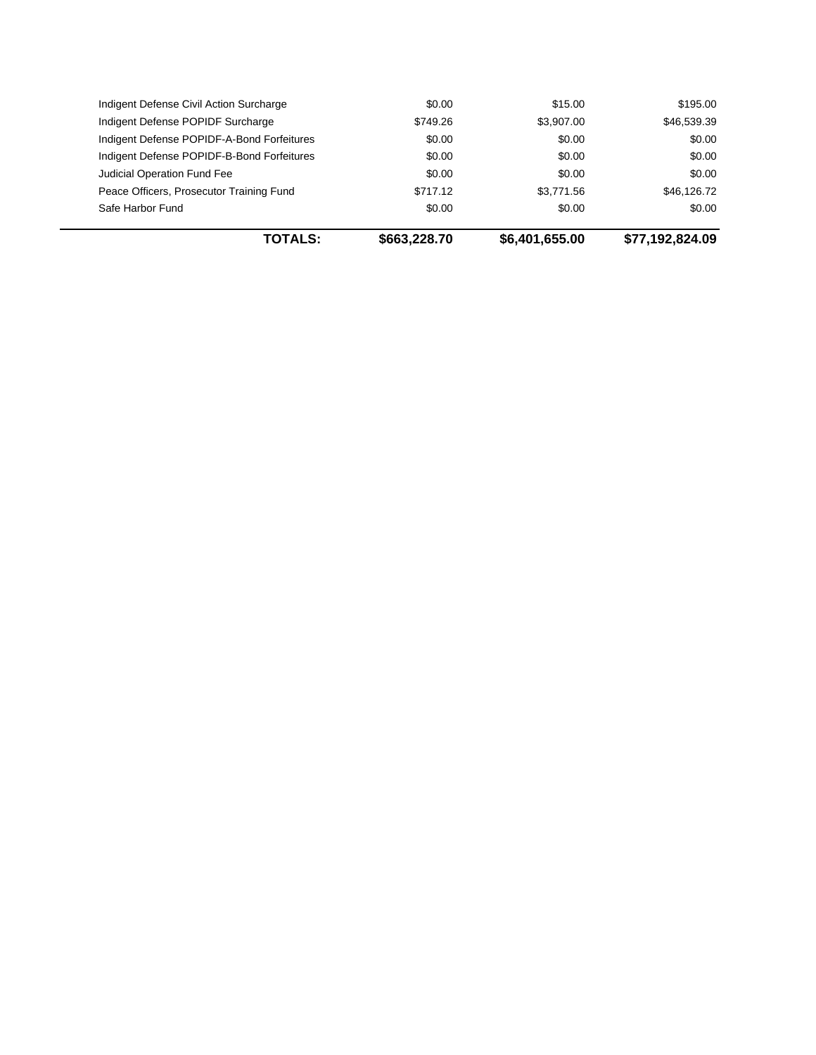| | | | |
|---|---|---|---|
| Indigent Defense Civil Action Surcharge | $0.00 | $15.00 | $195.00 |
| Indigent Defense POPIDF Surcharge | $749.26 | $3,907.00 | $46,539.39 |
| Indigent Defense POPIDF-A-Bond Forfeitures | $0.00 | $0.00 | $0.00 |
| Indigent Defense POPIDF-B-Bond Forfeitures | $0.00 | $0.00 | $0.00 |
| Judicial Operation Fund Fee | $0.00 | $0.00 | $0.00 |
| Peace Officers, Prosecutor Training Fund | $717.12 | $3,771.56 | $46,126.72 |
| Safe Harbor Fund | $0.00 | $0.00 | $0.00 |
| **TOTALS:** | **$663,228.70** | **$6,401,655.00** | **$77,192,824.09** |